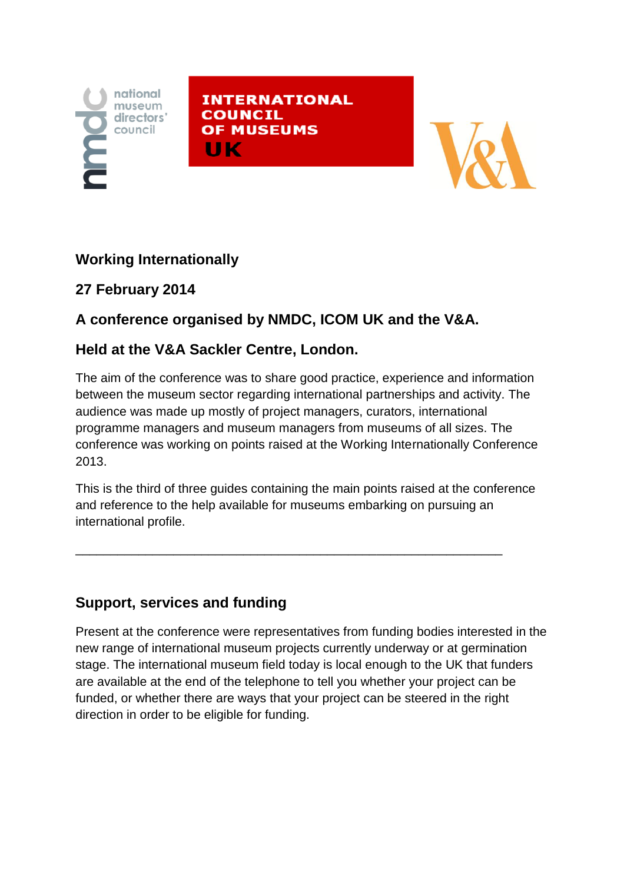national museum directors' council

INTERNATIONAL COUNCIL OF MUSEUMS UK

V&A

## Working Internationally

## 27 February 2014

## A conference organised by NMDC, ICOM UK and the V&A.

## Held at the V&A Sackler Centre, London.

The aim of the conference was to share good practice, experience and information between the museum sector regarding international partnerships and activity. The audience was made up mostly of project managers, curators, international programme managers and museum managers from museums of all sizes. The conference was working on points raised at the Working Internationally Conference 2013.

This is the third of three guides containing the main points raised at the conference and reference to the help available for museums embarking on pursuing an international profile.

---

## Support, services and funding

Present at the conference were representatives from funding bodies interested in the new range of international museum projects currently underway or at germination stage. The international museum field today is local enough to the UK that funders are available at the end of the telephone to tell you whether your project can be funded, or whether there are ways that your project can be steered in the right direction in order to be eligible for funding.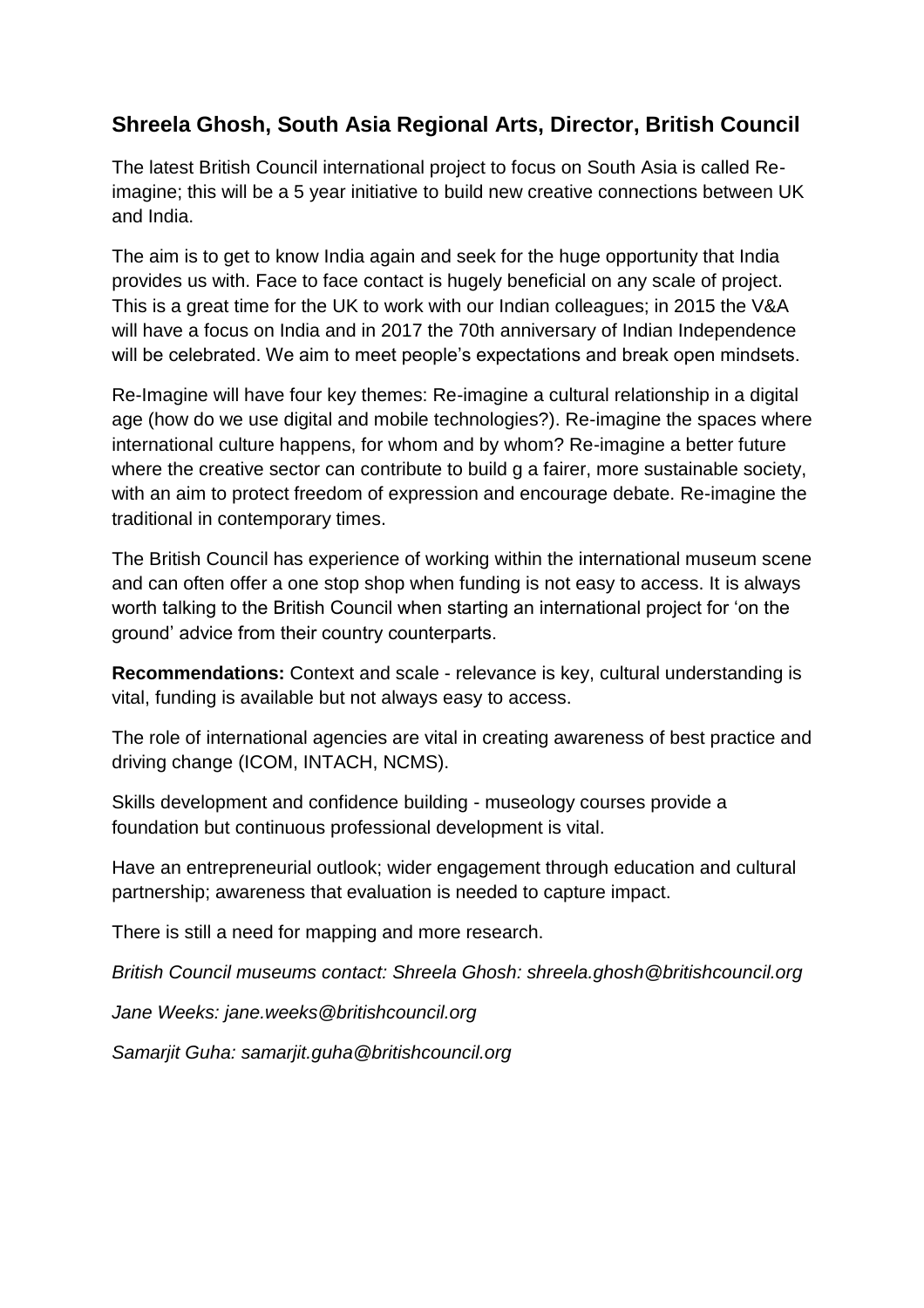## Shreela Ghosh, South Asia Regional Arts, Director, British Council

The latest British Council international project to focus on South Asia is called Re-imagine; this will be a 5 year initiative to build new creative connections between UK and India.

The aim is to get to know India again and seek for the huge opportunity that India provides us with. Face to face contact is hugely beneficial on any scale of project. This is a great time for the UK to work with our Indian colleagues; in 2015 the V&A will have a focus on India and in 2017 the 70th anniversary of Indian Independence will be celebrated. We aim to meet people's expectations and break open mindsets.

Re-Imagine will have four key themes: Re-imagine a cultural relationship in a digital age (how do we use digital and mobile technologies?). Re-imagine the spaces where international culture happens, for whom and by whom? Re-imagine a better future where the creative sector can contribute to build g a fairer, more sustainable society, with an aim to protect freedom of expression and encourage debate. Re-imagine the traditional in contemporary times.

The British Council has experience of working within the international museum scene and can often offer a one stop shop when funding is not easy to access. It is always worth talking to the British Council when starting an international project for 'on the ground' advice from their country counterparts.

**Recommendations:** Context and scale - relevance is key, cultural understanding is vital, funding is available but not always easy to access.

The role of international agencies are vital in creating awareness of best practice and driving change (ICOM, INTACH, NCMS).

Skills development and confidence building - museology courses provide a foundation but continuous professional development is vital.

Have an entrepreneurial outlook; wider engagement through education and cultural partnership; awareness that evaluation is needed to capture impact.

There is still a need for mapping and more research.

*British Council museums contact: Shreela Ghosh: shreela.ghosh@britishcouncil.org*

*Jane Weeks: jane.weeks@britishcouncil.org*

*Samarjit Guha: samarjit.guha@britishcouncil.org*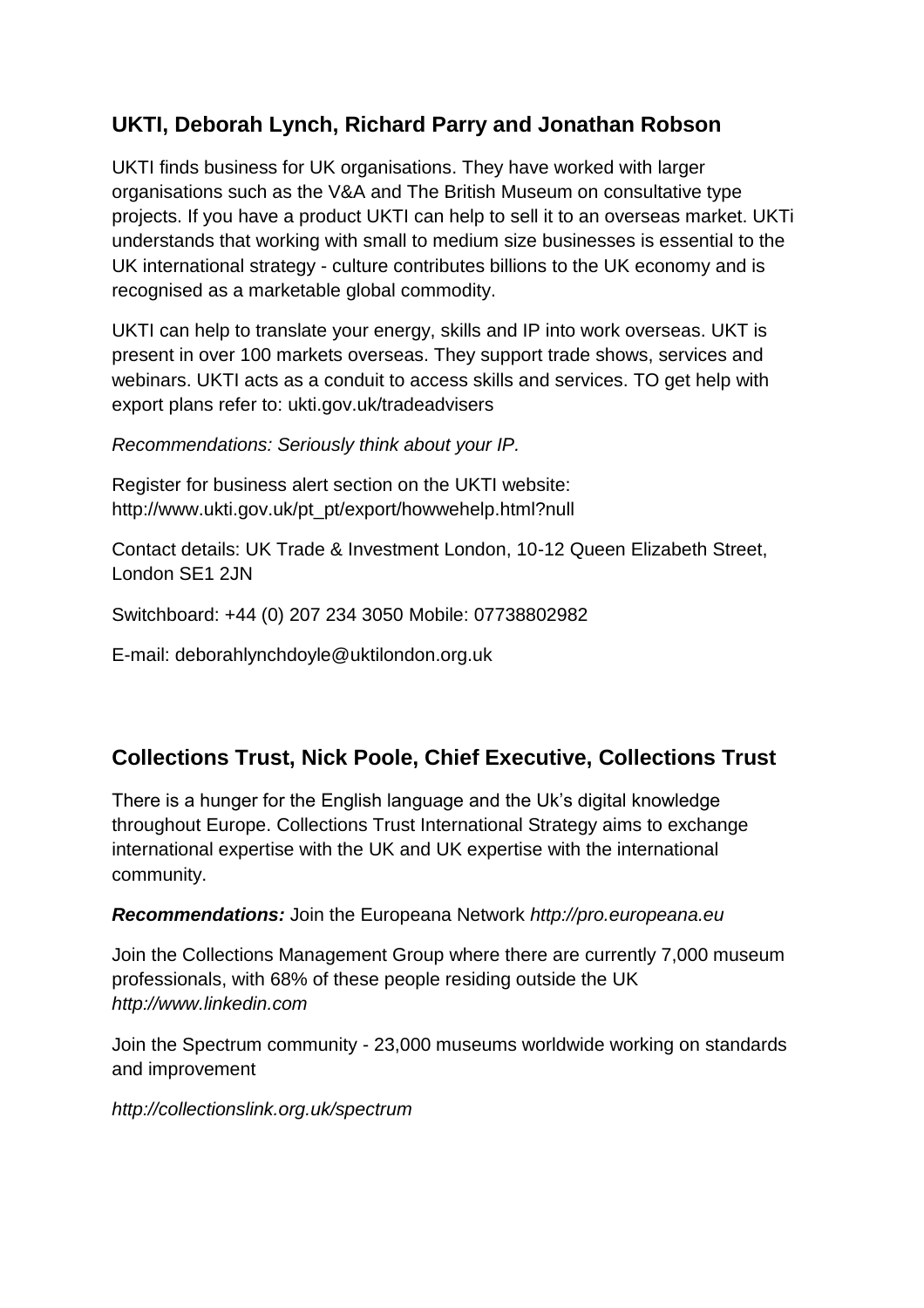## UKTI, Deborah Lynch, Richard Parry and Jonathan Robson

UKTI finds business for UK organisations. They have worked with larger organisations such as the V&A and The British Museum on consultative type projects. If you have a product UKTI can help to sell it to an overseas market. UKTi understands that working with small to medium size businesses is essential to the UK international strategy - culture contributes billions to the UK economy and is recognised as a marketable global commodity.

UKTI can help to translate your energy, skills and IP into work overseas. UKT is present in over 100 markets overseas. They support trade shows, services and webinars. UKTI acts as a conduit to access skills and services. TO get help with export plans refer to: ukti.gov.uk/tradeadvisers

*Recommendations: Seriously think about your IP.*

Register for business alert section on the UKTI website: http://www.ukti.gov.uk/pt_pt/export/howwehelp.html?null

Contact details: UK Trade & Investment London, 10-12 Queen Elizabeth Street, London SE1 2JN

Switchboard: +44 (0) 207 234 3050 Mobile: 07738802982

E-mail: deborahlynchdoyle@uktilondon.org.uk

## Collections Trust, Nick Poole, Chief Executive, Collections Trust

There is a hunger for the English language and the Uk's digital knowledge throughout Europe. Collections Trust International Strategy aims to exchange international expertise with the UK and UK expertise with the international community.

***Recommendations:*** Join the Europeana Network *http://pro.europeana.eu*

Join the Collections Management Group where there are currently 7,000 museum professionals, with 68% of these people residing outside the UK *http://www.linkedin.com*

Join the Spectrum community - 23,000 museums worldwide working on standards and improvement

*http://collectionslink.org.uk/spectrum*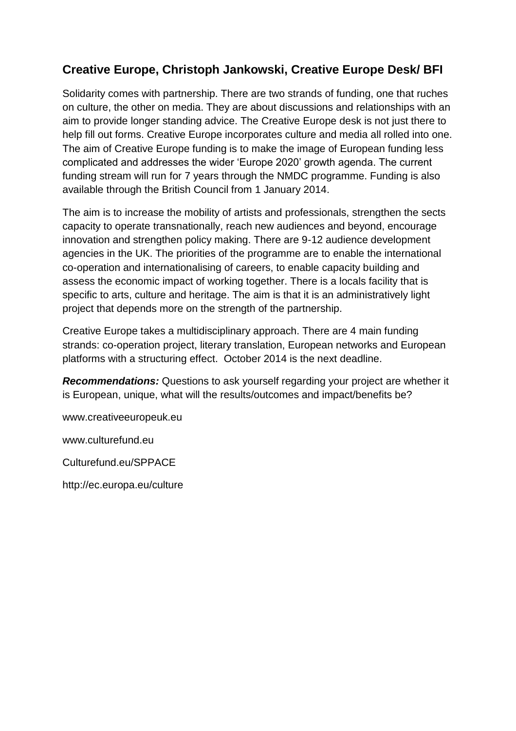## Creative Europe, Christoph Jankowski, Creative Europe Desk/ BFI

Solidarity comes with partnership. There are two strands of funding, one that ruches on culture, the other on media. They are about discussions and relationships with an aim to provide longer standing advice. The Creative Europe desk is not just there to help fill out forms. Creative Europe incorporates culture and media all rolled into one. The aim of Creative Europe funding is to make the image of European funding less complicated and addresses the wider 'Europe 2020' growth agenda. The current funding stream will run for 7 years through the NMDC programme. Funding is also available through the British Council from 1 January 2014.

The aim is to increase the mobility of artists and professionals, strengthen the sects capacity to operate transnationally, reach new audiences and beyond, encourage innovation and strengthen policy making. There are 9-12 audience development agencies in the UK. The priorities of the programme are to enable the international co-operation and internationalising of careers, to enable capacity building and assess the economic impact of working together. There is a locals facility that is specific to arts, culture and heritage. The aim is that it is an administratively light project that depends more on the strength of the partnership.

Creative Europe takes a multidisciplinary approach. There are 4 main funding strands: co-operation project, literary translation, European networks and European platforms with a structuring effect. October 2014 is the next deadline.

***Recommendations:*** Questions to ask yourself regarding your project are whether it is European, unique, what will the results/outcomes and impact/benefits be?

www.creativeeuropeuk.eu

www.culturefund.eu

Culturefund.eu/SPPACE

http://ec.europa.eu/culture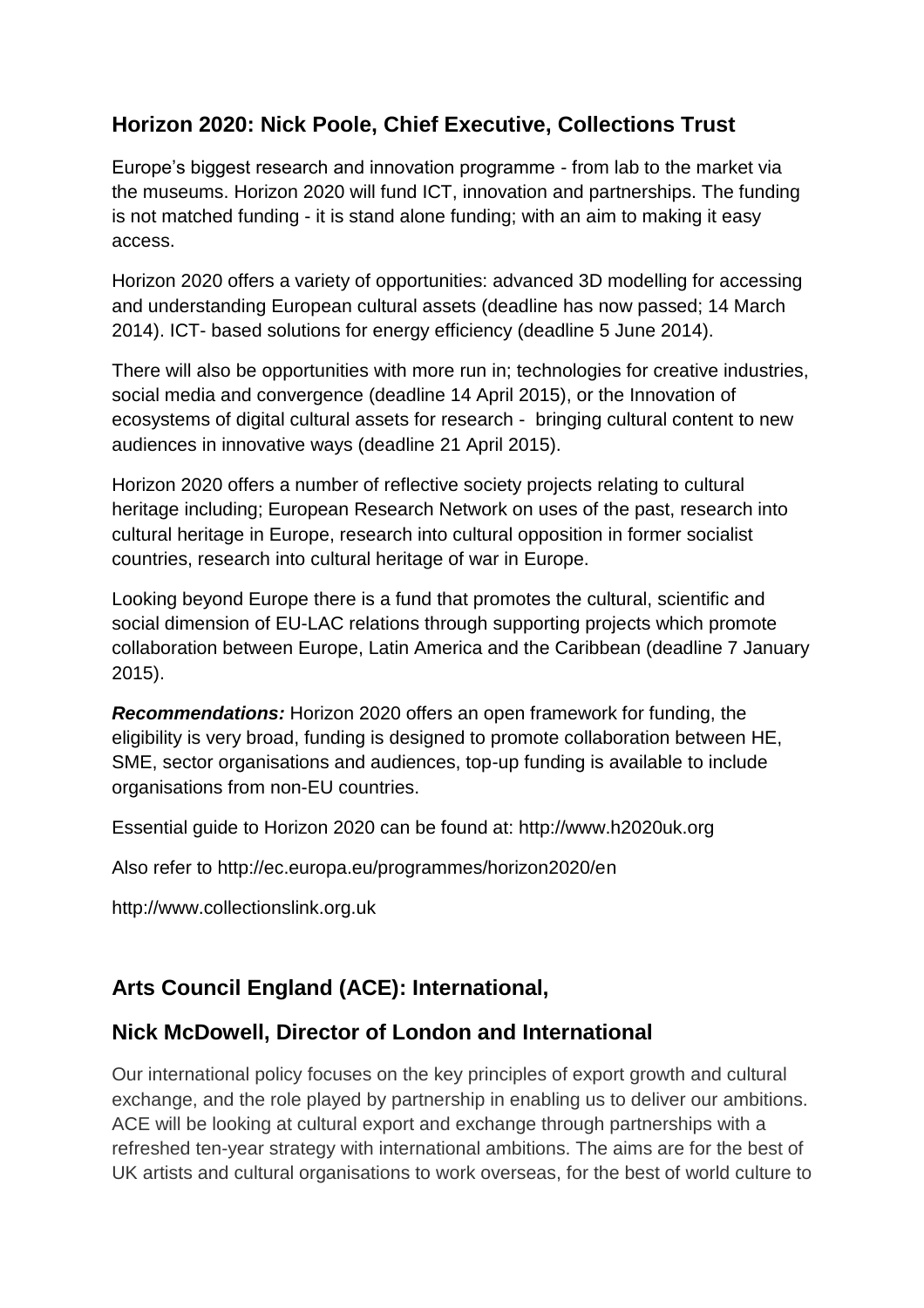## Horizon 2020: Nick Poole, Chief Executive, Collections Trust

Europe's biggest research and innovation programme - from lab to the market via the museums. Horizon 2020 will fund ICT, innovation and partnerships. The funding is not matched funding - it is stand alone funding; with an aim to making it easy access.

Horizon 2020 offers a variety of opportunities: advanced 3D modelling for accessing and understanding European cultural assets (deadline has now passed; 14 March 2014). ICT- based solutions for energy efficiency (deadline 5 June 2014).

There will also be opportunities with more run in; technologies for creative industries, social media and convergence (deadline 14 April 2015), or the Innovation of ecosystems of digital cultural assets for research - bringing cultural content to new audiences in innovative ways (deadline 21 April 2015).

Horizon 2020 offers a number of reflective society projects relating to cultural heritage including; European Research Network on uses of the past, research into cultural heritage in Europe, research into cultural opposition in former socialist countries, research into cultural heritage of war in Europe.

Looking beyond Europe there is a fund that promotes the cultural, scientific and social dimension of EU-LAC relations through supporting projects which promote collaboration between Europe, Latin America and the Caribbean (deadline 7 January 2015).

***Recommendations:*** Horizon 2020 offers an open framework for funding, the eligibility is very broad, funding is designed to promote collaboration between HE, SME, sector organisations and audiences, top-up funding is available to include organisations from non-EU countries.

Essential guide to Horizon 2020 can be found at: http://www.h2020uk.org

Also refer to http://ec.europa.eu/programmes/horizon2020/en

http://www.collectionslink.org.uk

## Arts Council England (ACE): International,

## Nick McDowell, Director of London and International

Our international policy focuses on the key principles of export growth and cultural exchange, and the role played by partnership in enabling us to deliver our ambitions. ACE will be looking at cultural export and exchange through partnerships with a refreshed ten-year strategy with international ambitions. The aims are for the best of UK artists and cultural organisations to work overseas, for the best of world culture to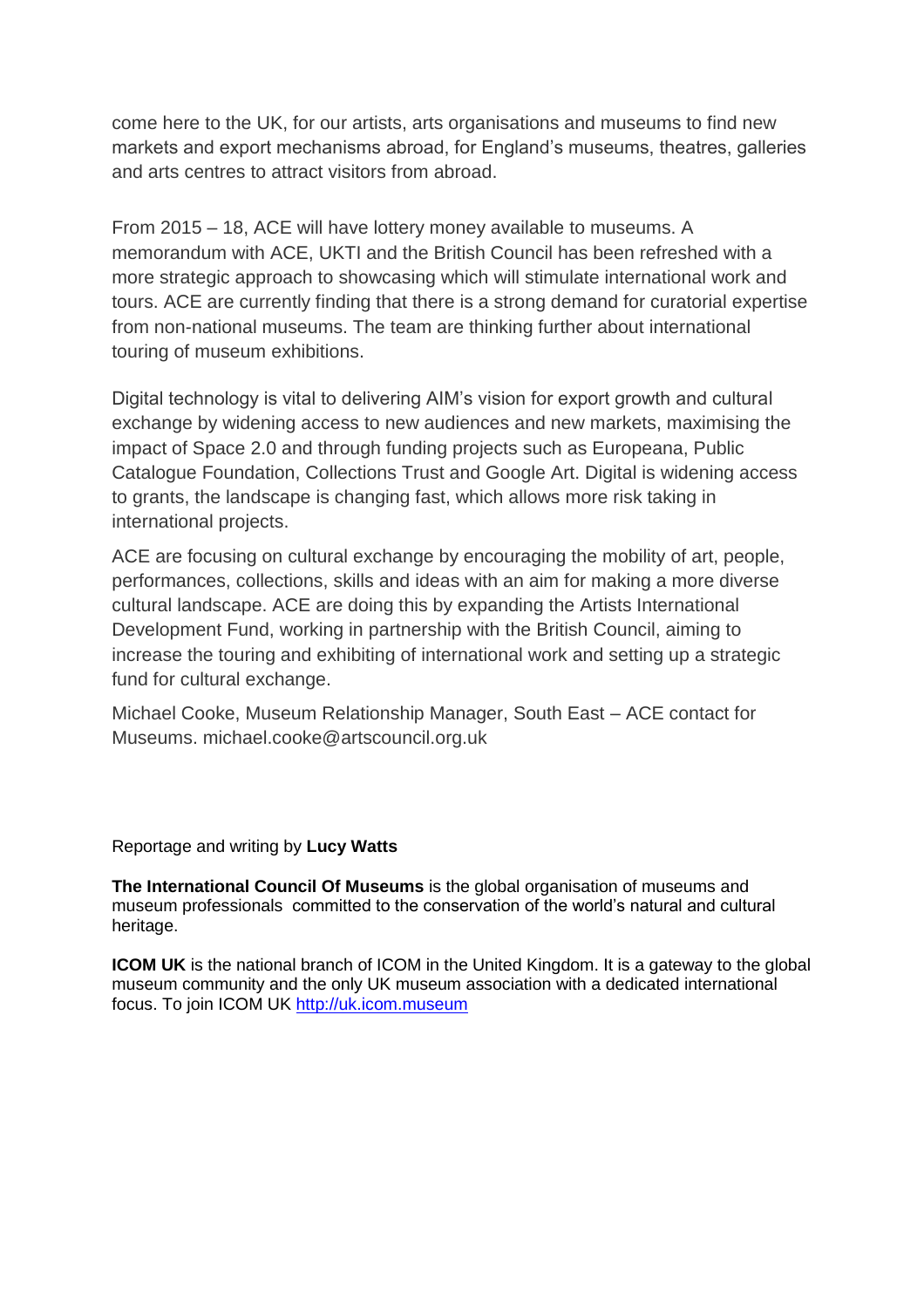come here to the UK, for our artists, arts organisations and museums to find new markets and export mechanisms abroad, for England's museums, theatres, galleries and arts centres to attract visitors from abroad.

From 2015 – 18, ACE will have lottery money available to museums. A memorandum with ACE, UKTI and the British Council has been refreshed with a more strategic approach to showcasing which will stimulate international work and tours. ACE are currently finding that there is a strong demand for curatorial expertise from non-national museums. The team are thinking further about international touring of museum exhibitions.

Digital technology is vital to delivering AIM's vision for export growth and cultural exchange by widening access to new audiences and new markets, maximising the impact of Space 2.0 and through funding projects such as Europeana, Public Catalogue Foundation, Collections Trust and Google Art. Digital is widening access to grants, the landscape is changing fast, which allows more risk taking in international projects.

ACE are focusing on cultural exchange by encouraging the mobility of art, people, performances, collections, skills and ideas with an aim for making a more diverse cultural landscape. ACE are doing this by expanding the Artists International Development Fund, working in partnership with the British Council, aiming to increase the touring and exhibiting of international work and setting up a strategic fund for cultural exchange.

Michael Cooke, Museum Relationship Manager, South East – ACE contact for Museums. michael.cooke@artscouncil.org.uk

Reportage and writing by **Lucy Watts**

**The International Council Of Museums** is the global organisation of museums and museum professionals committed to the conservation of the world's natural and cultural heritage.

**ICOM UK** is the national branch of ICOM in the United Kingdom. It is a gateway to the global museum community and the only UK museum association with a dedicated international focus. To join ICOM UK [http://uk.icom.museum](http://uk.icom.museum)